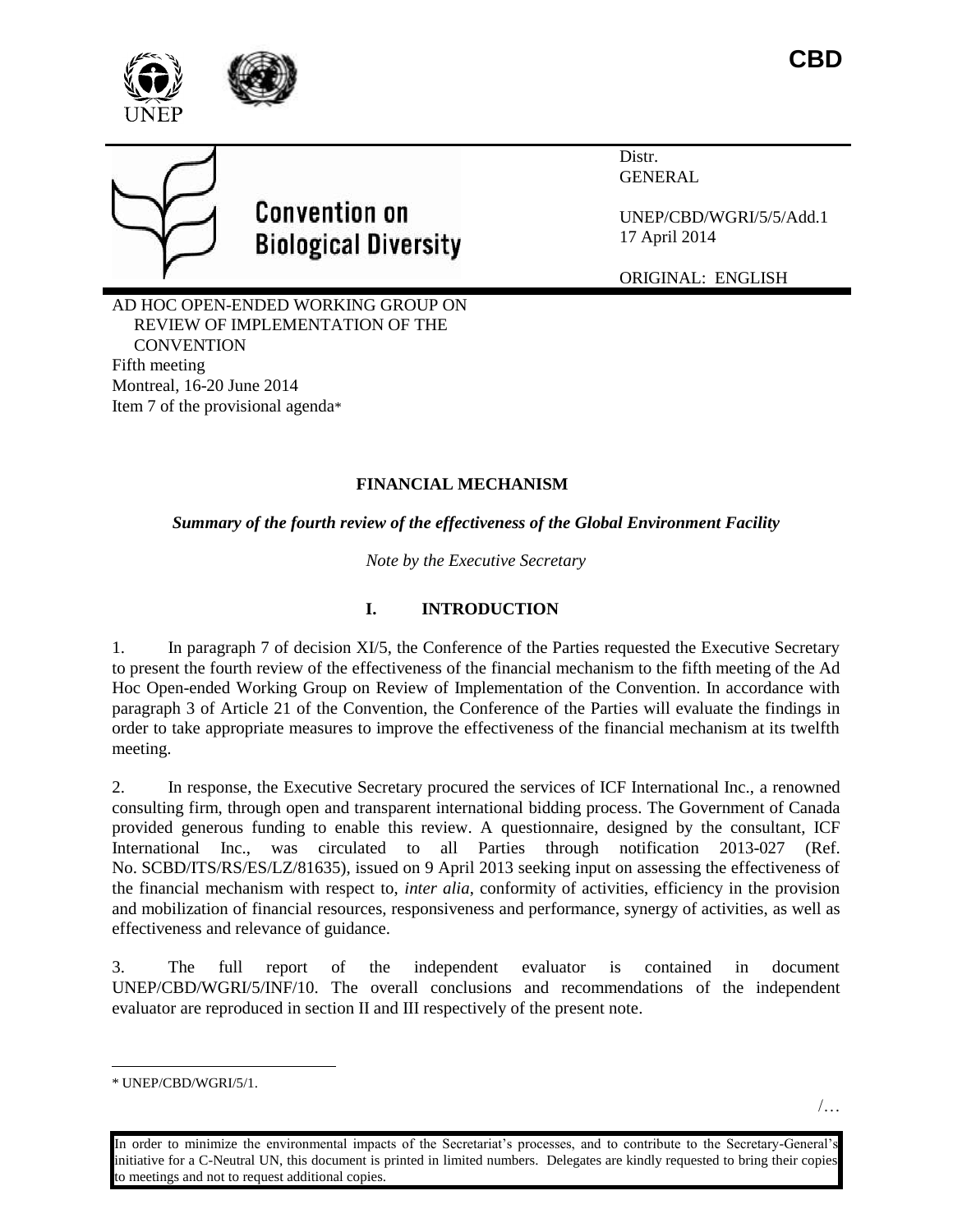CBD

Distr.
GENERAL

UNEP/CBD/WGRI/5/5/Add.1
17 April 2014

ORIGINAL: ENGLISH

# Convention on Biological Diversity

AD HOC OPEN-ENDED WORKING GROUP ON REVIEW OF IMPLEMENTATION OF THE CONVENTION
Fifth meeting
Montreal, 16-20 June 2014
Item 7 of the provisional agenda*

## FINANCIAL MECHANISM

***Summary of the fourth review of the effectiveness of the Global Environment Facility***

*Note by the Executive Secretary*

## I. INTRODUCTION

1. In paragraph 7 of decision XI/5, the Conference of the Parties requested the Executive Secretary to present the fourth review of the effectiveness of the financial mechanism to the fifth meeting of the Ad Hoc Open-ended Working Group on Review of Implementation of the Convention. In accordance with paragraph 3 of Article 21 of the Convention, the Conference of the Parties will evaluate the findings in order to take appropriate measures to improve the effectiveness of the financial mechanism at its twelfth meeting.

2. In response, the Executive Secretary procured the services of ICF International Inc., a renowned consulting firm, through open and transparent international bidding process. The Government of Canada provided generous funding to enable this review. A questionnaire, designed by the consultant, ICF International Inc., was circulated to all Parties through notification 2013-027 (Ref. No. SCBD/ITS/RS/ES/LZ/81635), issued on 9 April 2013 seeking input on assessing the effectiveness of the financial mechanism with respect to, *inter alia*, conformity of activities, efficiency in the provision and mobilization of financial resources, responsiveness and performance, synergy of activities, as well as effectiveness and relevance of guidance.

3. The full report of the independent evaluator is contained in document UNEP/CBD/WGRI/5/INF/10. The overall conclusions and recommendations of the independent evaluator are reproduced in section II and III respectively of the present note.

---

\* UNEP/CBD/WGRI/5/1.

In order to minimize the environmental impacts of the Secretariat's processes, and to contribute to the Secretary-General's initiative for a C-Neutral UN, this document is printed in limited numbers. Delegates are kindly requested to bring their copies to meetings and not to request additional copies.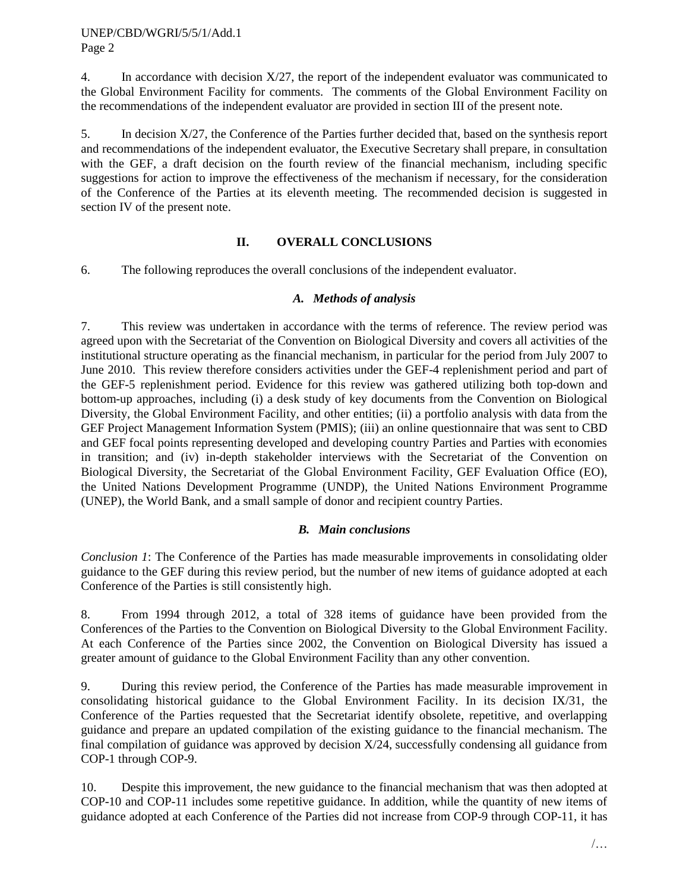4. In accordance with decision X/27, the report of the independent evaluator was communicated to the Global Environment Facility for comments. The comments of the Global Environment Facility on the recommendations of the independent evaluator are provided in section III of the present note.

5. In decision X/27, the Conference of the Parties further decided that, based on the synthesis report and recommendations of the independent evaluator, the Executive Secretary shall prepare, in consultation with the GEF, a draft decision on the fourth review of the financial mechanism, including specific suggestions for action to improve the effectiveness of the mechanism if necessary, for the consideration of the Conference of the Parties at its eleventh meeting. The recommended decision is suggested in section IV of the present note.

## II. OVERALL CONCLUSIONS

6. The following reproduces the overall conclusions of the independent evaluator.

### *A. Methods of analysis*

7. This review was undertaken in accordance with the terms of reference. The review period was agreed upon with the Secretariat of the Convention on Biological Diversity and covers all activities of the institutional structure operating as the financial mechanism, in particular for the period from July 2007 to June 2010. This review therefore considers activities under the GEF-4 replenishment period and part of the GEF-5 replenishment period. Evidence for this review was gathered utilizing both top-down and bottom-up approaches, including (i) a desk study of key documents from the Convention on Biological Diversity, the Global Environment Facility, and other entities; (ii) a portfolio analysis with data from the GEF Project Management Information System (PMIS); (iii) an online questionnaire that was sent to CBD and GEF focal points representing developed and developing country Parties and Parties with economies in transition; and (iv) in-depth stakeholder interviews with the Secretariat of the Convention on Biological Diversity, the Secretariat of the Global Environment Facility, GEF Evaluation Office (EO), the United Nations Development Programme (UNDP), the United Nations Environment Programme (UNEP), the World Bank, and a small sample of donor and recipient country Parties.

### *B. Main conclusions*

*Conclusion 1*: The Conference of the Parties has made measurable improvements in consolidating older guidance to the GEF during this review period, but the number of new items of guidance adopted at each Conference of the Parties is still consistently high.

8. From 1994 through 2012, a total of 328 items of guidance have been provided from the Conferences of the Parties to the Convention on Biological Diversity to the Global Environment Facility. At each Conference of the Parties since 2002, the Convention on Biological Diversity has issued a greater amount of guidance to the Global Environment Facility than any other convention.

9. During this review period, the Conference of the Parties has made measurable improvement in consolidating historical guidance to the Global Environment Facility. In its decision IX/31, the Conference of the Parties requested that the Secretariat identify obsolete, repetitive, and overlapping guidance and prepare an updated compilation of the existing guidance to the financial mechanism. The final compilation of guidance was approved by decision X/24, successfully condensing all guidance from COP-1 through COP-9.

10. Despite this improvement, the new guidance to the financial mechanism that was then adopted at COP-10 and COP-11 includes some repetitive guidance. In addition, while the quantity of new items of guidance adopted at each Conference of the Parties did not increase from COP-9 through COP-11, it has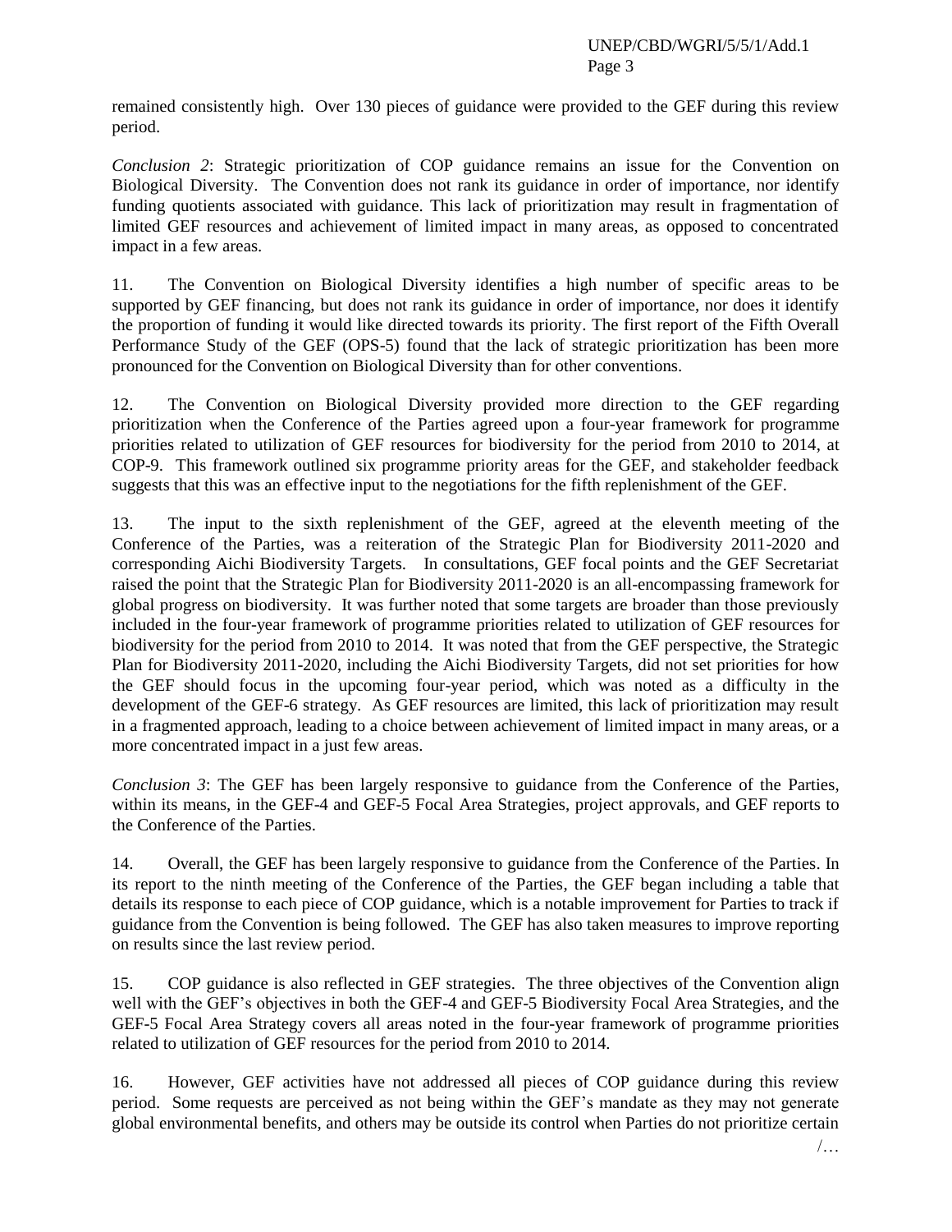remained consistently high. Over 130 pieces of guidance were provided to the GEF during this review period.

*Conclusion 2*: Strategic prioritization of COP guidance remains an issue for the Convention on Biological Diversity. The Convention does not rank its guidance in order of importance, nor identify funding quotients associated with guidance. This lack of prioritization may result in fragmentation of limited GEF resources and achievement of limited impact in many areas, as opposed to concentrated impact in a few areas.

11. The Convention on Biological Diversity identifies a high number of specific areas to be supported by GEF financing, but does not rank its guidance in order of importance, nor does it identify the proportion of funding it would like directed towards its priority. The first report of the Fifth Overall Performance Study of the GEF (OPS-5) found that the lack of strategic prioritization has been more pronounced for the Convention on Biological Diversity than for other conventions.

12. The Convention on Biological Diversity provided more direction to the GEF regarding prioritization when the Conference of the Parties agreed upon a four-year framework for programme priorities related to utilization of GEF resources for biodiversity for the period from 2010 to 2014, at COP-9. This framework outlined six programme priority areas for the GEF, and stakeholder feedback suggests that this was an effective input to the negotiations for the fifth replenishment of the GEF.

13. The input to the sixth replenishment of the GEF, agreed at the eleventh meeting of the Conference of the Parties, was a reiteration of the Strategic Plan for Biodiversity 2011-2020 and corresponding Aichi Biodiversity Targets. In consultations, GEF focal points and the GEF Secretariat raised the point that the Strategic Plan for Biodiversity 2011-2020 is an all-encompassing framework for global progress on biodiversity. It was further noted that some targets are broader than those previously included in the four-year framework of programme priorities related to utilization of GEF resources for biodiversity for the period from 2010 to 2014. It was noted that from the GEF perspective, the Strategic Plan for Biodiversity 2011-2020, including the Aichi Biodiversity Targets, did not set priorities for how the GEF should focus in the upcoming four-year period, which was noted as a difficulty in the development of the GEF-6 strategy. As GEF resources are limited, this lack of prioritization may result in a fragmented approach, leading to a choice between achievement of limited impact in many areas, or a more concentrated impact in a just few areas.

*Conclusion 3*: The GEF has been largely responsive to guidance from the Conference of the Parties, within its means, in the GEF-4 and GEF-5 Focal Area Strategies, project approvals, and GEF reports to the Conference of the Parties.

14. Overall, the GEF has been largely responsive to guidance from the Conference of the Parties. In its report to the ninth meeting of the Conference of the Parties, the GEF began including a table that details its response to each piece of COP guidance, which is a notable improvement for Parties to track if guidance from the Convention is being followed. The GEF has also taken measures to improve reporting on results since the last review period.

15. COP guidance is also reflected in GEF strategies. The three objectives of the Convention align well with the GEF's objectives in both the GEF-4 and GEF-5 Biodiversity Focal Area Strategies, and the GEF-5 Focal Area Strategy covers all areas noted in the four-year framework of programme priorities related to utilization of GEF resources for the period from 2010 to 2014.

16. However, GEF activities have not addressed all pieces of COP guidance during this review period. Some requests are perceived as not being within the GEF's mandate as they may not generate global environmental benefits, and others may be outside its control when Parties do not prioritize certain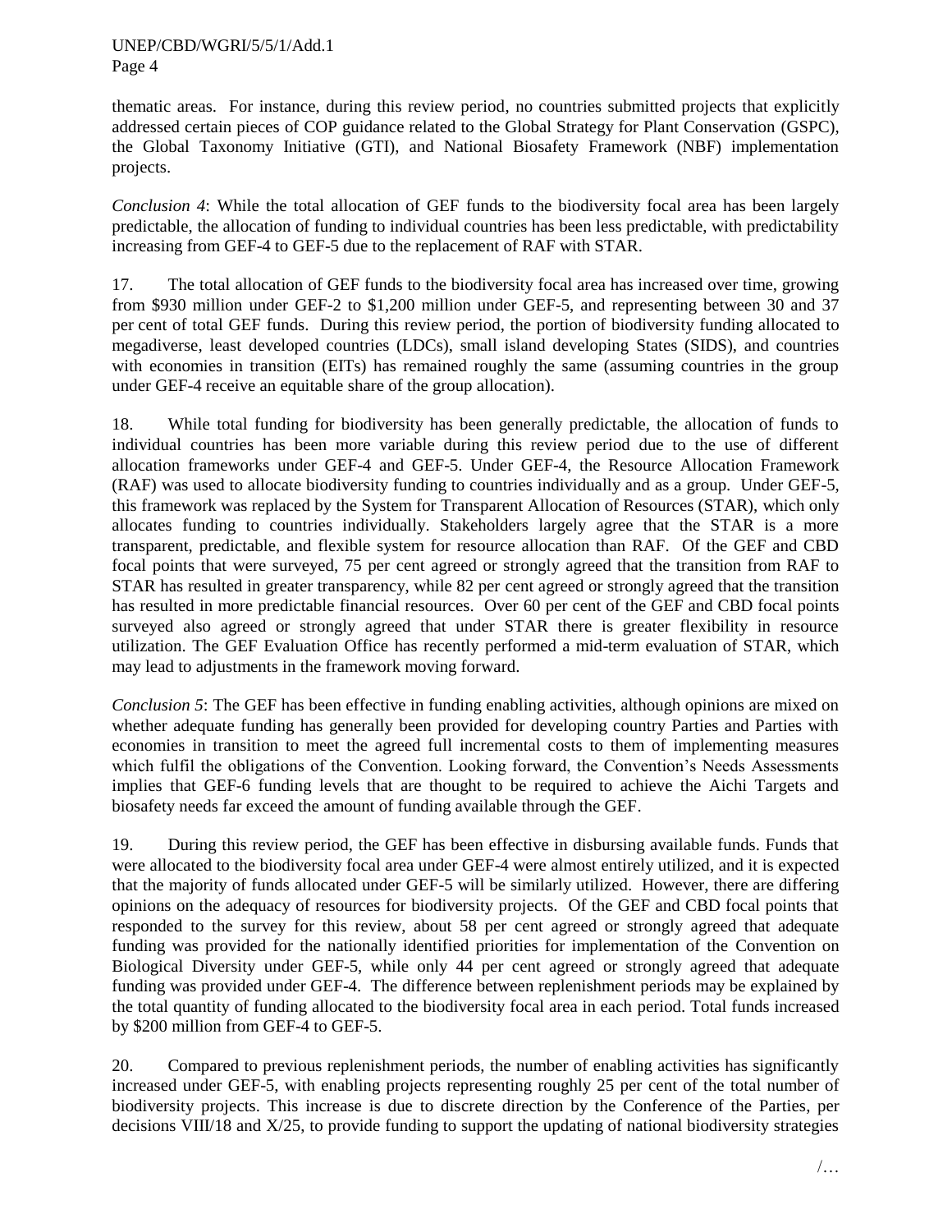thematic areas. For instance, during this review period, no countries submitted projects that explicitly addressed certain pieces of COP guidance related to the Global Strategy for Plant Conservation (GSPC), the Global Taxonomy Initiative (GTI), and National Biosafety Framework (NBF) implementation projects.

*Conclusion 4*: While the total allocation of GEF funds to the biodiversity focal area has been largely predictable, the allocation of funding to individual countries has been less predictable, with predictability increasing from GEF-4 to GEF-5 due to the replacement of RAF with STAR.

17. The total allocation of GEF funds to the biodiversity focal area has increased over time, growing from \$930 million under GEF-2 to \$1,200 million under GEF-5, and representing between 30 and 37 per cent of total GEF funds. During this review period, the portion of biodiversity funding allocated to megadiverse, least developed countries (LDCs), small island developing States (SIDS), and countries with economies in transition (EITs) has remained roughly the same (assuming countries in the group under GEF-4 receive an equitable share of the group allocation).

18. While total funding for biodiversity has been generally predictable, the allocation of funds to individual countries has been more variable during this review period due to the use of different allocation frameworks under GEF-4 and GEF-5. Under GEF-4, the Resource Allocation Framework (RAF) was used to allocate biodiversity funding to countries individually and as a group. Under GEF-5, this framework was replaced by the System for Transparent Allocation of Resources (STAR), which only allocates funding to countries individually. Stakeholders largely agree that the STAR is a more transparent, predictable, and flexible system for resource allocation than RAF. Of the GEF and CBD focal points that were surveyed, 75 per cent agreed or strongly agreed that the transition from RAF to STAR has resulted in greater transparency, while 82 per cent agreed or strongly agreed that the transition has resulted in more predictable financial resources. Over 60 per cent of the GEF and CBD focal points surveyed also agreed or strongly agreed that under STAR there is greater flexibility in resource utilization. The GEF Evaluation Office has recently performed a mid-term evaluation of STAR, which may lead to adjustments in the framework moving forward.

*Conclusion 5*: The GEF has been effective in funding enabling activities, although opinions are mixed on whether adequate funding has generally been provided for developing country Parties and Parties with economies in transition to meet the agreed full incremental costs to them of implementing measures which fulfil the obligations of the Convention. Looking forward, the Convention's Needs Assessments implies that GEF-6 funding levels that are thought to be required to achieve the Aichi Targets and biosafety needs far exceed the amount of funding available through the GEF.

19. During this review period, the GEF has been effective in disbursing available funds. Funds that were allocated to the biodiversity focal area under GEF-4 were almost entirely utilized, and it is expected that the majority of funds allocated under GEF-5 will be similarly utilized. However, there are differing opinions on the adequacy of resources for biodiversity projects. Of the GEF and CBD focal points that responded to the survey for this review, about 58 per cent agreed or strongly agreed that adequate funding was provided for the nationally identified priorities for implementation of the Convention on Biological Diversity under GEF-5, while only 44 per cent agreed or strongly agreed that adequate funding was provided under GEF-4. The difference between replenishment periods may be explained by the total quantity of funding allocated to the biodiversity focal area in each period. Total funds increased by \$200 million from GEF-4 to GEF-5.

20. Compared to previous replenishment periods, the number of enabling activities has significantly increased under GEF-5, with enabling projects representing roughly 25 per cent of the total number of biodiversity projects. This increase is due to discrete direction by the Conference of the Parties, per decisions VIII/18 and X/25, to provide funding to support the updating of national biodiversity strategies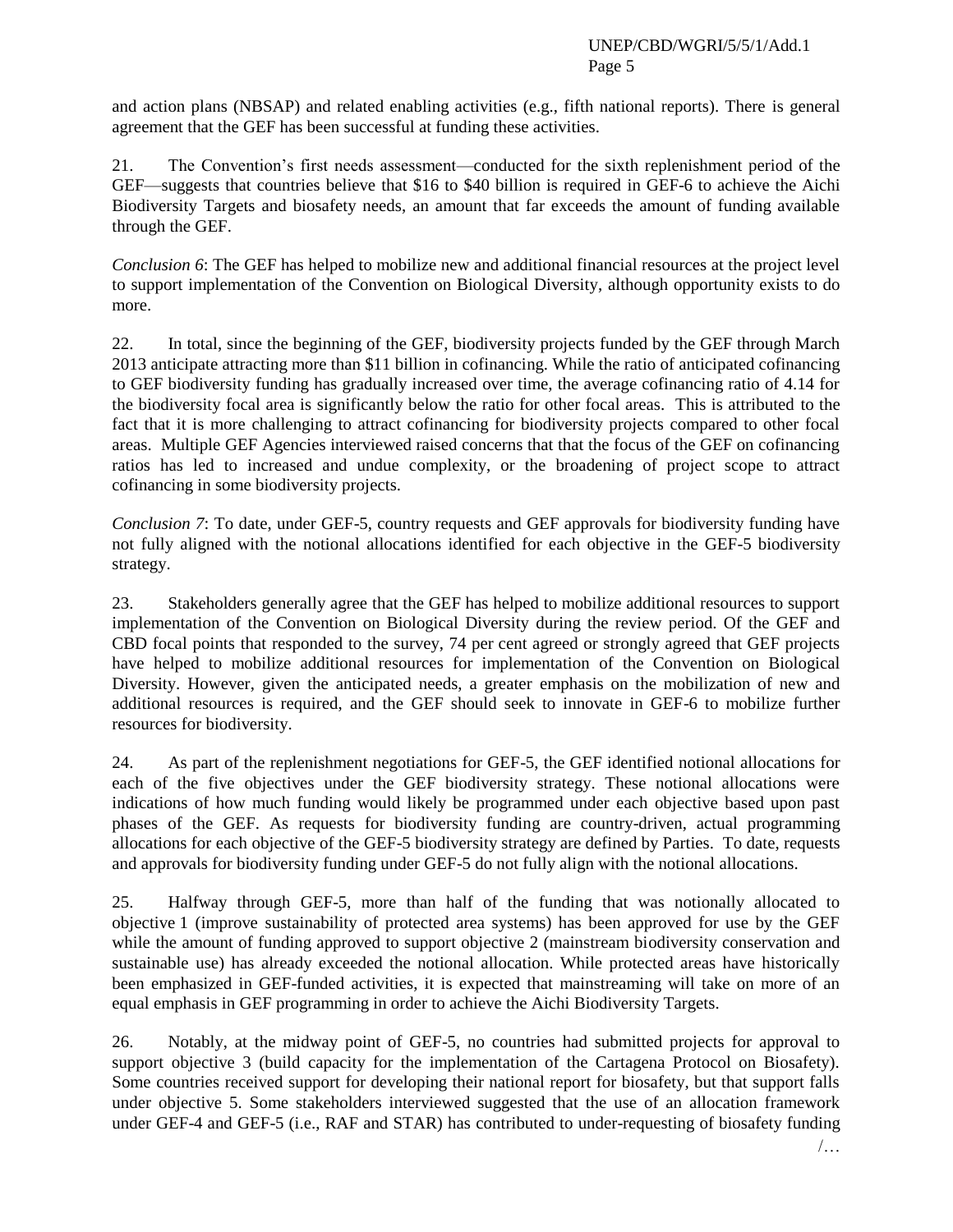and action plans (NBSAP) and related enabling activities (e.g., fifth national reports). There is general agreement that the GEF has been successful at funding these activities.

21. The Convention's first needs assessment—conducted for the sixth replenishment period of the GEF—suggests that countries believe that $16 to $40 billion is required in GEF-6 to achieve the Aichi Biodiversity Targets and biosafety needs, an amount that far exceeds the amount of funding available through the GEF.

*Conclusion 6*: The GEF has helped to mobilize new and additional financial resources at the project level to support implementation of the Convention on Biological Diversity, although opportunity exists to do more.

22. In total, since the beginning of the GEF, biodiversity projects funded by the GEF through March 2013 anticipate attracting more than $11 billion in cofinancing. While the ratio of anticipated cofinancing to GEF biodiversity funding has gradually increased over time, the average cofinancing ratio of 4.14 for the biodiversity focal area is significantly below the ratio for other focal areas. This is attributed to the fact that it is more challenging to attract cofinancing for biodiversity projects compared to other focal areas. Multiple GEF Agencies interviewed raised concerns that that the focus of the GEF on cofinancing ratios has led to increased and undue complexity, or the broadening of project scope to attract cofinancing in some biodiversity projects.

*Conclusion 7*: To date, under GEF-5, country requests and GEF approvals for biodiversity funding have not fully aligned with the notional allocations identified for each objective in the GEF-5 biodiversity strategy.

23. Stakeholders generally agree that the GEF has helped to mobilize additional resources to support implementation of the Convention on Biological Diversity during the review period. Of the GEF and CBD focal points that responded to the survey, 74 per cent agreed or strongly agreed that GEF projects have helped to mobilize additional resources for implementation of the Convention on Biological Diversity. However, given the anticipated needs, a greater emphasis on the mobilization of new and additional resources is required, and the GEF should seek to innovate in GEF-6 to mobilize further resources for biodiversity.

24. As part of the replenishment negotiations for GEF-5, the GEF identified notional allocations for each of the five objectives under the GEF biodiversity strategy. These notional allocations were indications of how much funding would likely be programmed under each objective based upon past phases of the GEF. As requests for biodiversity funding are country-driven, actual programming allocations for each objective of the GEF-5 biodiversity strategy are defined by Parties. To date, requests and approvals for biodiversity funding under GEF-5 do not fully align with the notional allocations.

25. Halfway through GEF-5, more than half of the funding that was notionally allocated to objective 1 (improve sustainability of protected area systems) has been approved for use by the GEF while the amount of funding approved to support objective 2 (mainstream biodiversity conservation and sustainable use) has already exceeded the notional allocation. While protected areas have historically been emphasized in GEF-funded activities, it is expected that mainstreaming will take on more of an equal emphasis in GEF programming in order to achieve the Aichi Biodiversity Targets.

26. Notably, at the midway point of GEF-5, no countries had submitted projects for approval to support objective 3 (build capacity for the implementation of the Cartagena Protocol on Biosafety). Some countries received support for developing their national report for biosafety, but that support falls under objective 5. Some stakeholders interviewed suggested that the use of an allocation framework under GEF-4 and GEF-5 (i.e., RAF and STAR) has contributed to under-requesting of biosafety funding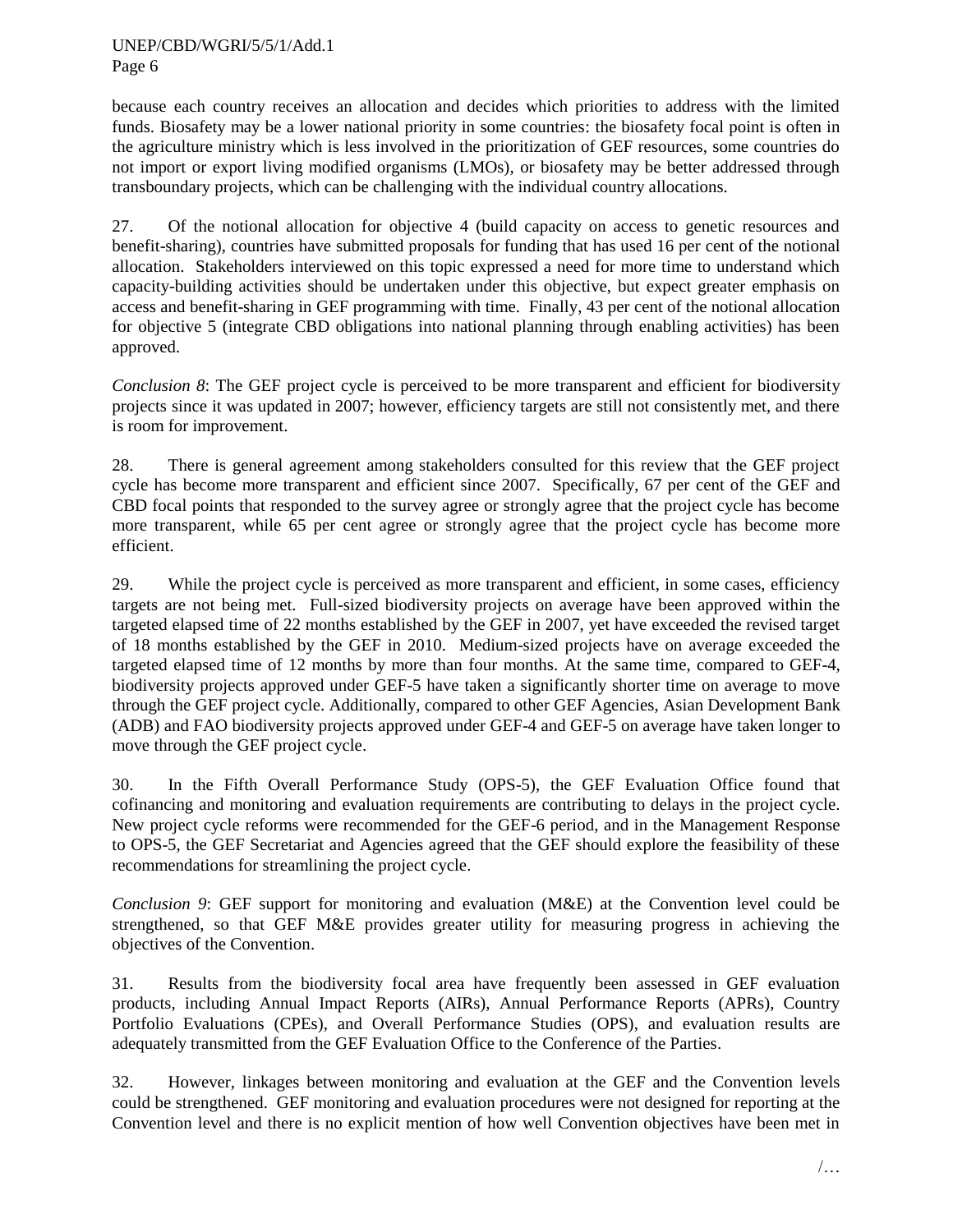because each country receives an allocation and decides which priorities to address with the limited funds. Biosafety may be a lower national priority in some countries: the biosafety focal point is often in the agriculture ministry which is less involved in the prioritization of GEF resources, some countries do not import or export living modified organisms (LMOs), or biosafety may be better addressed through transboundary projects, which can be challenging with the individual country allocations.

27. Of the notional allocation for objective 4 (build capacity on access to genetic resources and benefit-sharing), countries have submitted proposals for funding that has used 16 per cent of the notional allocation. Stakeholders interviewed on this topic expressed a need for more time to understand which capacity-building activities should be undertaken under this objective, but expect greater emphasis on access and benefit-sharing in GEF programming with time. Finally, 43 per cent of the notional allocation for objective 5 (integrate CBD obligations into national planning through enabling activities) has been approved.

*Conclusion 8*: The GEF project cycle is perceived to be more transparent and efficient for biodiversity projects since it was updated in 2007; however, efficiency targets are still not consistently met, and there is room for improvement.

28. There is general agreement among stakeholders consulted for this review that the GEF project cycle has become more transparent and efficient since 2007. Specifically, 67 per cent of the GEF and CBD focal points that responded to the survey agree or strongly agree that the project cycle has become more transparent, while 65 per cent agree or strongly agree that the project cycle has become more efficient.

29. While the project cycle is perceived as more transparent and efficient, in some cases, efficiency targets are not being met. Full-sized biodiversity projects on average have been approved within the targeted elapsed time of 22 months established by the GEF in 2007, yet have exceeded the revised target of 18 months established by the GEF in 2010. Medium-sized projects have on average exceeded the targeted elapsed time of 12 months by more than four months. At the same time, compared to GEF-4, biodiversity projects approved under GEF-5 have taken a significantly shorter time on average to move through the GEF project cycle. Additionally, compared to other GEF Agencies, Asian Development Bank (ADB) and FAO biodiversity projects approved under GEF-4 and GEF-5 on average have taken longer to move through the GEF project cycle.

30. In the Fifth Overall Performance Study (OPS-5), the GEF Evaluation Office found that cofinancing and monitoring and evaluation requirements are contributing to delays in the project cycle. New project cycle reforms were recommended for the GEF-6 period, and in the Management Response to OPS-5, the GEF Secretariat and Agencies agreed that the GEF should explore the feasibility of these recommendations for streamlining the project cycle.

*Conclusion 9*: GEF support for monitoring and evaluation (M&E) at the Convention level could be strengthened, so that GEF M&E provides greater utility for measuring progress in achieving the objectives of the Convention.

31. Results from the biodiversity focal area have frequently been assessed in GEF evaluation products, including Annual Impact Reports (AIRs), Annual Performance Reports (APRs), Country Portfolio Evaluations (CPEs), and Overall Performance Studies (OPS), and evaluation results are adequately transmitted from the GEF Evaluation Office to the Conference of the Parties.

32. However, linkages between monitoring and evaluation at the GEF and the Convention levels could be strengthened. GEF monitoring and evaluation procedures were not designed for reporting at the Convention level and there is no explicit mention of how well Convention objectives have been met in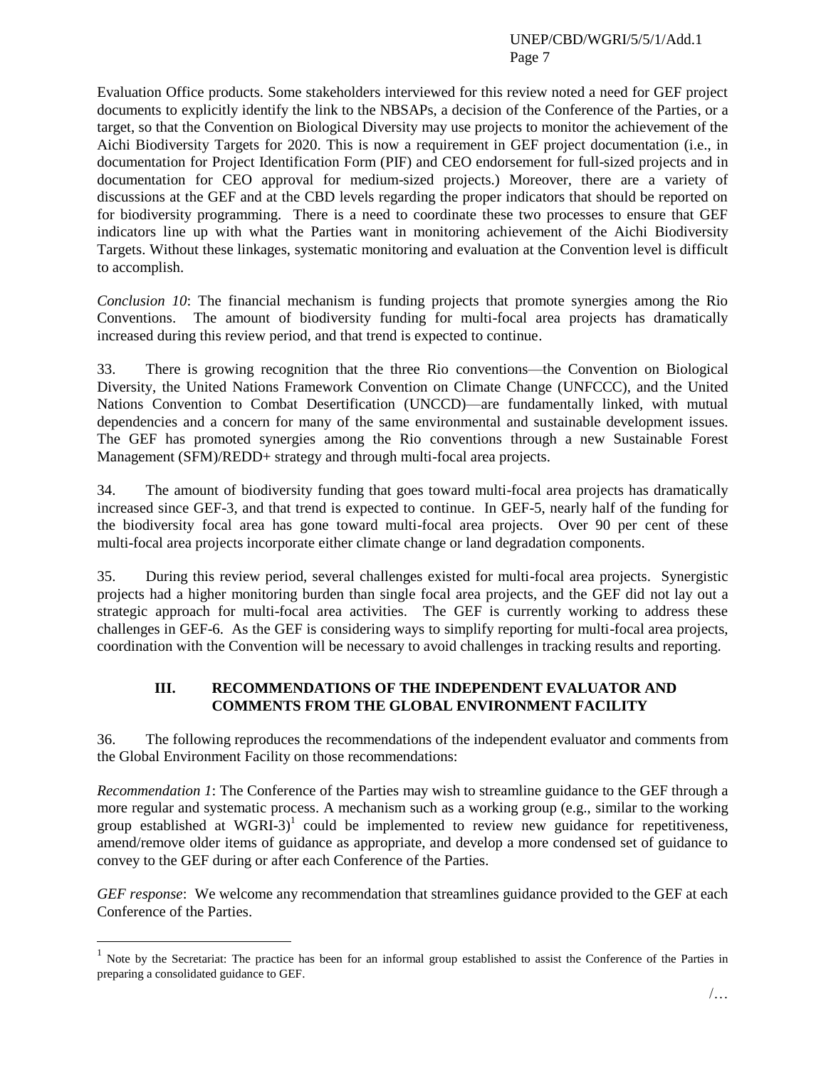Evaluation Office products. Some stakeholders interviewed for this review noted a need for GEF project documents to explicitly identify the link to the NBSAPs, a decision of the Conference of the Parties, or a target, so that the Convention on Biological Diversity may use projects to monitor the achievement of the Aichi Biodiversity Targets for 2020. This is now a requirement in GEF project documentation (i.e., in documentation for Project Identification Form (PIF) and CEO endorsement for full-sized projects and in documentation for CEO approval for medium-sized projects.) Moreover, there are a variety of discussions at the GEF and at the CBD levels regarding the proper indicators that should be reported on for biodiversity programming. There is a need to coordinate these two processes to ensure that GEF indicators line up with what the Parties want in monitoring achievement of the Aichi Biodiversity Targets. Without these linkages, systematic monitoring and evaluation at the Convention level is difficult to accomplish.

*Conclusion 10*: The financial mechanism is funding projects that promote synergies among the Rio Conventions. The amount of biodiversity funding for multi-focal area projects has dramatically increased during this review period, and that trend is expected to continue.

33. There is growing recognition that the three Rio conventions—the Convention on Biological Diversity, the United Nations Framework Convention on Climate Change (UNFCCC), and the United Nations Convention to Combat Desertification (UNCCD)—are fundamentally linked, with mutual dependencies and a concern for many of the same environmental and sustainable development issues. The GEF has promoted synergies among the Rio conventions through a new Sustainable Forest Management (SFM)/REDD+ strategy and through multi-focal area projects.

34. The amount of biodiversity funding that goes toward multi-focal area projects has dramatically increased since GEF-3, and that trend is expected to continue. In GEF-5, nearly half of the funding for the biodiversity focal area has gone toward multi-focal area projects. Over 90 per cent of these multi-focal area projects incorporate either climate change or land degradation components.

35. During this review period, several challenges existed for multi-focal area projects. Synergistic projects had a higher monitoring burden than single focal area projects, and the GEF did not lay out a strategic approach for multi-focal area activities. The GEF is currently working to address these challenges in GEF-6. As the GEF is considering ways to simplify reporting for multi-focal area projects, coordination with the Convention will be necessary to avoid challenges in tracking results and reporting.

## III. RECOMMENDATIONS OF THE INDEPENDENT EVALUATOR AND COMMENTS FROM THE GLOBAL ENVIRONMENT FACILITY

36. The following reproduces the recommendations of the independent evaluator and comments from the Global Environment Facility on those recommendations:

*Recommendation 1*: The Conference of the Parties may wish to streamline guidance to the GEF through a more regular and systematic process. A mechanism such as a working group (e.g., similar to the working group established at WGRI-3)[1] could be implemented to review new guidance for repetitiveness, amend/remove older items of guidance as appropriate, and develop a more condensed set of guidance to convey to the GEF during or after each Conference of the Parties.

*GEF response*: We welcome any recommendation that streamlines guidance provided to the GEF at each Conference of the Parties.

---

[1] Note by the Secretariat: The practice has been for an informal group established to assist the Conference of the Parties in preparing a consolidated guidance to GEF.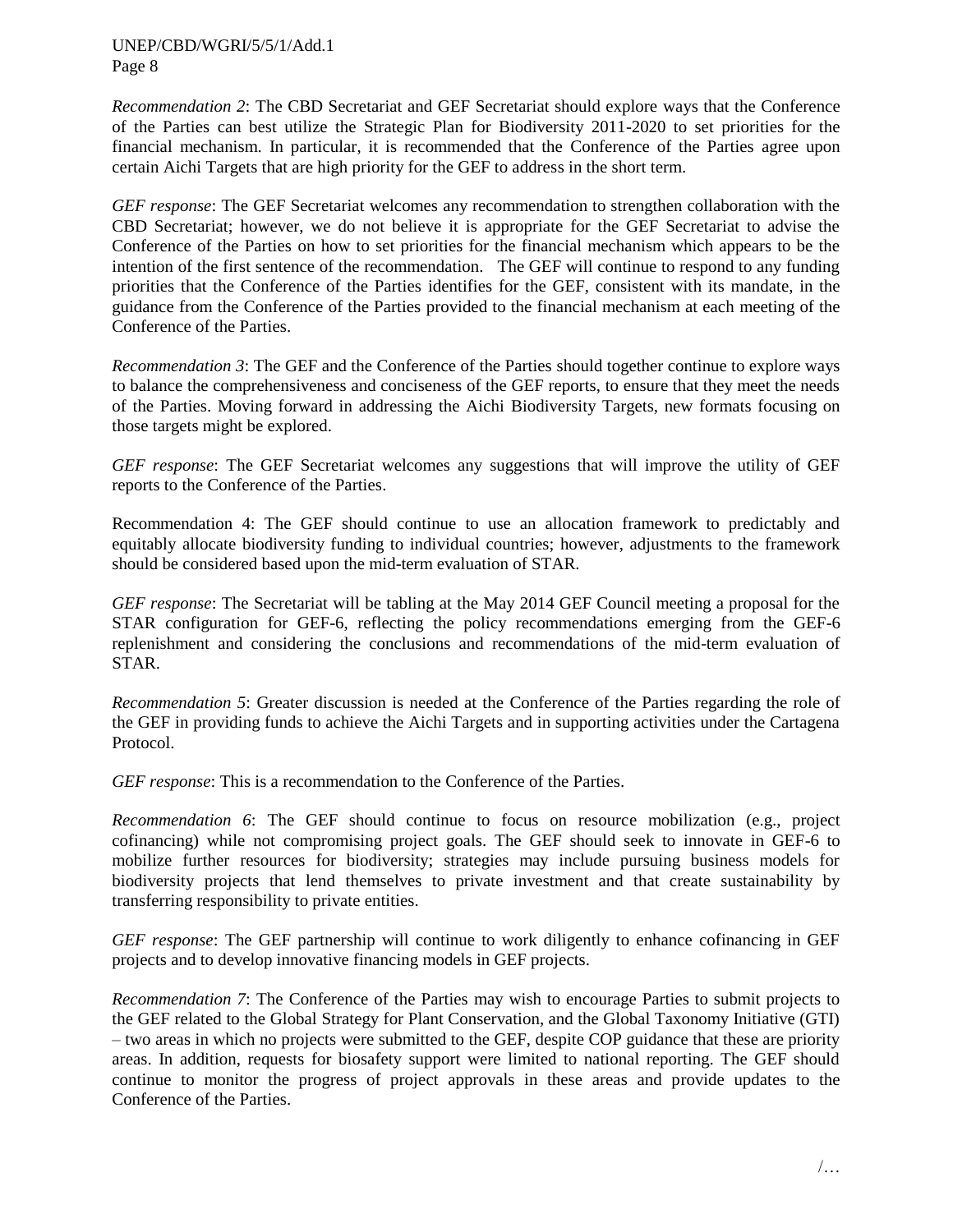*Recommendation 2*: The CBD Secretariat and GEF Secretariat should explore ways that the Conference of the Parties can best utilize the Strategic Plan for Biodiversity 2011-2020 to set priorities for the financial mechanism. In particular, it is recommended that the Conference of the Parties agree upon certain Aichi Targets that are high priority for the GEF to address in the short term.

*GEF response*: The GEF Secretariat welcomes any recommendation to strengthen collaboration with the CBD Secretariat; however, we do not believe it is appropriate for the GEF Secretariat to advise the Conference of the Parties on how to set priorities for the financial mechanism which appears to be the intention of the first sentence of the recommendation. The GEF will continue to respond to any funding priorities that the Conference of the Parties identifies for the GEF, consistent with its mandate, in the guidance from the Conference of the Parties provided to the financial mechanism at each meeting of the Conference of the Parties.

*Recommendation 3*: The GEF and the Conference of the Parties should together continue to explore ways to balance the comprehensiveness and conciseness of the GEF reports, to ensure that they meet the needs of the Parties. Moving forward in addressing the Aichi Biodiversity Targets, new formats focusing on those targets might be explored.

*GEF response*: The GEF Secretariat welcomes any suggestions that will improve the utility of GEF reports to the Conference of the Parties.

Recommendation 4: The GEF should continue to use an allocation framework to predictably and equitably allocate biodiversity funding to individual countries; however, adjustments to the framework should be considered based upon the mid-term evaluation of STAR.

*GEF response*: The Secretariat will be tabling at the May 2014 GEF Council meeting a proposal for the STAR configuration for GEF-6, reflecting the policy recommendations emerging from the GEF-6 replenishment and considering the conclusions and recommendations of the mid-term evaluation of STAR.

*Recommendation 5*: Greater discussion is needed at the Conference of the Parties regarding the role of the GEF in providing funds to achieve the Aichi Targets and in supporting activities under the Cartagena Protocol.

*GEF response*: This is a recommendation to the Conference of the Parties.

*Recommendation 6*: The GEF should continue to focus on resource mobilization (e.g., project cofinancing) while not compromising project goals. The GEF should seek to innovate in GEF-6 to mobilize further resources for biodiversity; strategies may include pursuing business models for biodiversity projects that lend themselves to private investment and that create sustainability by transferring responsibility to private entities.

*GEF response*: The GEF partnership will continue to work diligently to enhance cofinancing in GEF projects and to develop innovative financing models in GEF projects.

*Recommendation 7*: The Conference of the Parties may wish to encourage Parties to submit projects to the GEF related to the Global Strategy for Plant Conservation, and the Global Taxonomy Initiative (GTI) – two areas in which no projects were submitted to the GEF, despite COP guidance that these are priority areas. In addition, requests for biosafety support were limited to national reporting. The GEF should continue to monitor the progress of project approvals in these areas and provide updates to the Conference of the Parties.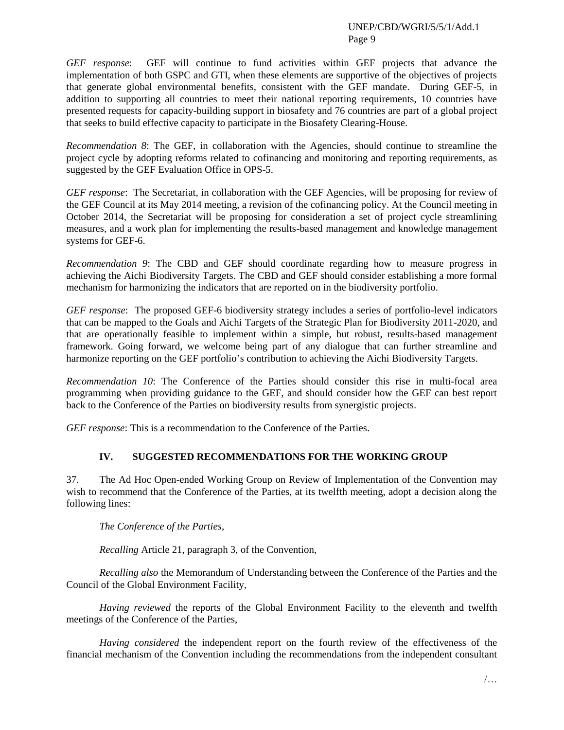*GEF response*: GEF will continue to fund activities within GEF projects that advance the implementation of both GSPC and GTI, when these elements are supportive of the objectives of projects that generate global environmental benefits, consistent with the GEF mandate. During GEF-5, in addition to supporting all countries to meet their national reporting requirements, 10 countries have presented requests for capacity-building support in biosafety and 76 countries are part of a global project that seeks to build effective capacity to participate in the Biosafety Clearing-House.

*Recommendation 8*: The GEF, in collaboration with the Agencies, should continue to streamline the project cycle by adopting reforms related to cofinancing and monitoring and reporting requirements, as suggested by the GEF Evaluation Office in OPS-5.

*GEF response*: The Secretariat, in collaboration with the GEF Agencies, will be proposing for review of the GEF Council at its May 2014 meeting, a revision of the cofinancing policy. At the Council meeting in October 2014, the Secretariat will be proposing for consideration a set of project cycle streamlining measures, and a work plan for implementing the results-based management and knowledge management systems for GEF-6.

*Recommendation 9*: The CBD and GEF should coordinate regarding how to measure progress in achieving the Aichi Biodiversity Targets. The CBD and GEF should consider establishing a more formal mechanism for harmonizing the indicators that are reported on in the biodiversity portfolio.

*GEF response*: The proposed GEF-6 biodiversity strategy includes a series of portfolio-level indicators that can be mapped to the Goals and Aichi Targets of the Strategic Plan for Biodiversity 2011-2020, and that are operationally feasible to implement within a simple, but robust, results-based management framework. Going forward, we welcome being part of any dialogue that can further streamline and harmonize reporting on the GEF portfolio's contribution to achieving the Aichi Biodiversity Targets.

*Recommendation 10*: The Conference of the Parties should consider this rise in multi-focal area programming when providing guidance to the GEF, and should consider how the GEF can best report back to the Conference of the Parties on biodiversity results from synergistic projects.

*GEF response*: This is a recommendation to the Conference of the Parties.

## IV. SUGGESTED RECOMMENDATIONS FOR THE WORKING GROUP

37. The Ad Hoc Open-ended Working Group on Review of Implementation of the Convention may wish to recommend that the Conference of the Parties, at its twelfth meeting, adopt a decision along the following lines:

*The Conference of the Parties*,

*Recalling* Article 21, paragraph 3, of the Convention,

*Recalling also* the Memorandum of Understanding between the Conference of the Parties and the Council of the Global Environment Facility,

*Having reviewed* the reports of the Global Environment Facility to the eleventh and twelfth meetings of the Conference of the Parties,

*Having considered* the independent report on the fourth review of the effectiveness of the financial mechanism of the Convention including the recommendations from the independent consultant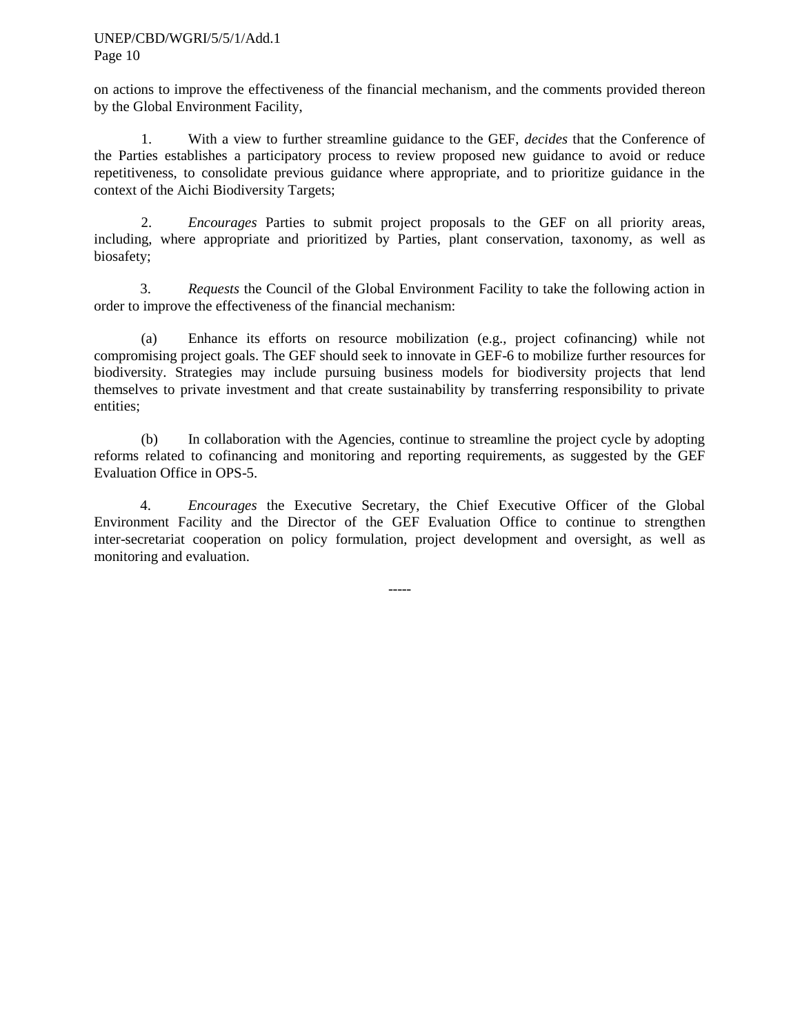on actions to improve the effectiveness of the financial mechanism, and the comments provided thereon by the Global Environment Facility,

1. With a view to further streamline guidance to the GEF, *decides* that the Conference of the Parties establishes a participatory process to review proposed new guidance to avoid or reduce repetitiveness, to consolidate previous guidance where appropriate, and to prioritize guidance in the context of the Aichi Biodiversity Targets;

2. *Encourages* Parties to submit project proposals to the GEF on all priority areas, including, where appropriate and prioritized by Parties, plant conservation, taxonomy, as well as biosafety;

3. *Requests* the Council of the Global Environment Facility to take the following action in order to improve the effectiveness of the financial mechanism:

(a) Enhance its efforts on resource mobilization (e.g., project cofinancing) while not compromising project goals. The GEF should seek to innovate in GEF-6 to mobilize further resources for biodiversity. Strategies may include pursuing business models for biodiversity projects that lend themselves to private investment and that create sustainability by transferring responsibility to private entities;

(b) In collaboration with the Agencies, continue to streamline the project cycle by adopting reforms related to cofinancing and monitoring and reporting requirements, as suggested by the GEF Evaluation Office in OPS-5.

4. *Encourages* the Executive Secretary, the Chief Executive Officer of the Global Environment Facility and the Director of the GEF Evaluation Office to continue to strengthen inter-secretariat cooperation on policy formulation, project development and oversight, as well as monitoring and evaluation.

-----